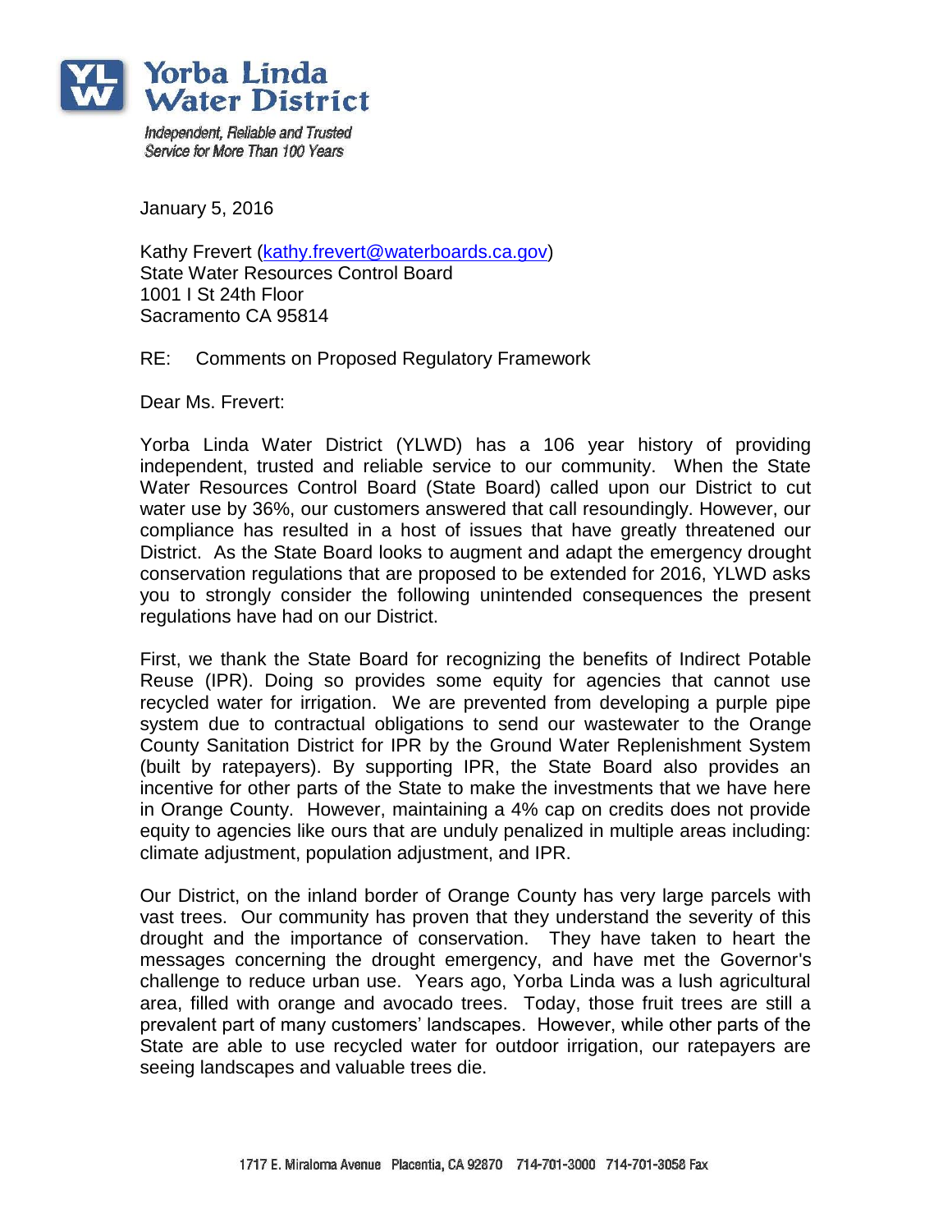# Yorba Linda Water District

*Independent, Reliable and Trusted Service for More Than 100 Years*

January 5, 2016

Kathy Frevert (kathy.frevert@waterboards.ca.gov)
State Water Resources Control Board
1001 I St 24th Floor
Sacramento CA 95814

RE: Comments on Proposed Regulatory Framework

Dear Ms. Frevert:

Yorba Linda Water District (YLWD) has a 106 year history of providing independent, trusted and reliable service to our community. When the State Water Resources Control Board (State Board) called upon our District to cut water use by 36%, our customers answered that call resoundingly. However, our compliance has resulted in a host of issues that have greatly threatened our District. As the State Board looks to augment and adapt the emergency drought conservation regulations that are proposed to be extended for 2016, YLWD asks you to strongly consider the following unintended consequences the present regulations have had on our District.

First, we thank the State Board for recognizing the benefits of Indirect Potable Reuse (IPR). Doing so provides some equity for agencies that cannot use recycled water for irrigation. We are prevented from developing a purple pipe system due to contractual obligations to send our wastewater to the Orange County Sanitation District for IPR by the Ground Water Replenishment System (built by ratepayers). By supporting IPR, the State Board also provides an incentive for other parts of the State to make the investments that we have here in Orange County. However, maintaining a 4% cap on credits does not provide equity to agencies like ours that are unduly penalized in multiple areas including: climate adjustment, population adjustment, and IPR.

Our District, on the inland border of Orange County has very large parcels with vast trees. Our community has proven that they understand the severity of this drought and the importance of conservation. They have taken to heart the messages concerning the drought emergency, and have met the Governor's challenge to reduce urban use. Years ago, Yorba Linda was a lush agricultural area, filled with orange and avocado trees. Today, those fruit trees are still a prevalent part of many customers' landscapes. However, while other parts of the State are able to use recycled water for outdoor irrigation, our ratepayers are seeing landscapes and valuable trees die.

1717 E. Miraloma Avenue Placentia, CA 92870 714-701-3000 714-701-3058 Fax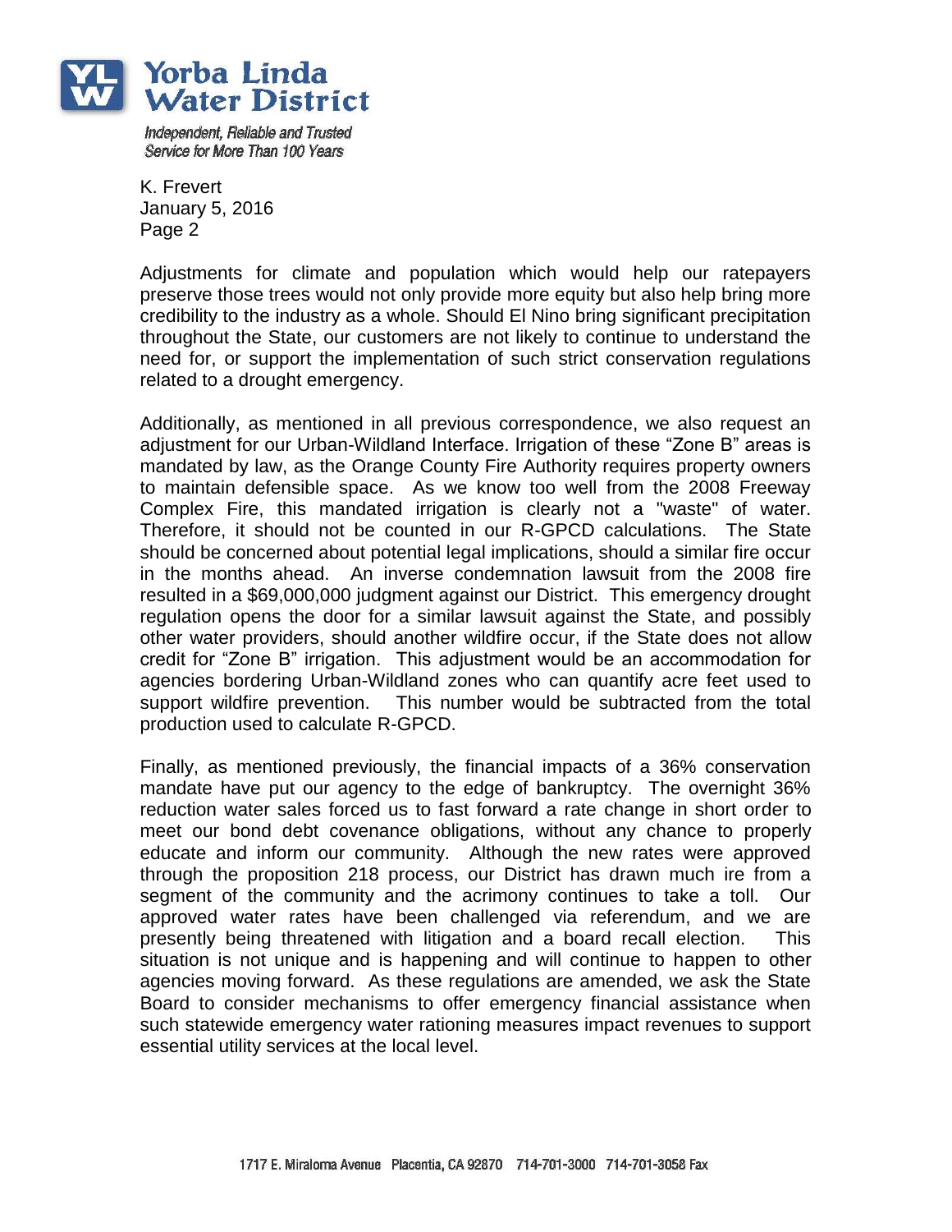K. Frevert
January 5, 2016

Adjustments for climate and population which would help our ratepayers preserve those trees would not only provide more equity but also help bring more credibility to the industry as a whole. Should El Nino bring significant precipitation throughout the State, our customers are not likely to continue to understand the need for, or support the implementation of such strict conservation regulations related to a drought emergency.

Additionally, as mentioned in all previous correspondence, we also request an adjustment for our Urban-Wildland Interface. Irrigation of these "Zone B" areas is mandated by law, as the Orange County Fire Authority requires property owners to maintain defensible space. As we know too well from the 2008 Freeway Complex Fire, this mandated irrigation is clearly not a "waste" of water. Therefore, it should not be counted in our R-GPCD calculations. The State should be concerned about potential legal implications, should a similar fire occur in the months ahead. An inverse condemnation lawsuit from the 2008 fire resulted in a $69,000,000 judgment against our District. This emergency drought regulation opens the door for a similar lawsuit against the State, and possibly other water providers, should another wildfire occur, if the State does not allow credit for "Zone B" irrigation. This adjustment would be an accommodation for agencies bordering Urban-Wildland zones who can quantify acre feet used to support wildfire prevention. This number would be subtracted from the total production used to calculate R-GPCD.

Finally, as mentioned previously, the financial impacts of a 36% conservation mandate have put our agency to the edge of bankruptcy. The overnight 36% reduction water sales forced us to fast forward a rate change in short order to meet our bond debt covenance obligations, without any chance to properly educate and inform our community. Although the new rates were approved through the proposition 218 process, our District has drawn much ire from a segment of the community and the acrimony continues to take a toll. Our approved water rates have been challenged via referendum, and we are presently being threatened with litigation and a board recall election. This situation is not unique and is happening and will continue to happen to other agencies moving forward. As these regulations are amended, we ask the State Board to consider mechanisms to offer emergency financial assistance when such statewide emergency water rationing measures impact revenues to support essential utility services at the local level.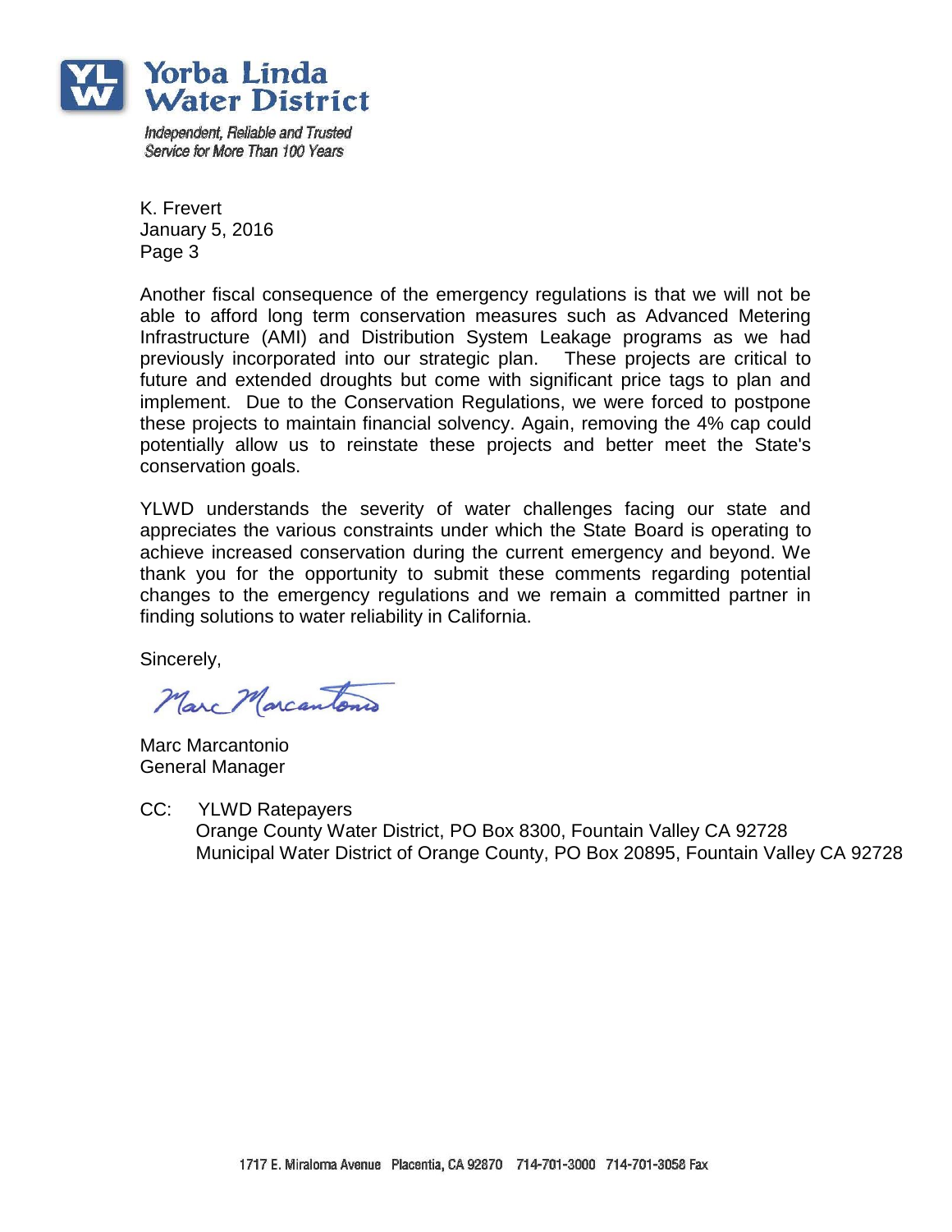Another fiscal consequence of the emergency regulations is that we will not be able to afford long term conservation measures such as Advanced Metering Infrastructure (AMI) and Distribution System Leakage programs as we had previously incorporated into our strategic plan. These projects are critical to future and extended droughts but come with significant price tags to plan and implement. Due to the Conservation Regulations, we were forced to postpone these projects to maintain financial solvency. Again, removing the 4% cap could potentially allow us to reinstate these projects and better meet the State's conservation goals.

YLWD understands the severity of water challenges facing our state and appreciates the various constraints under which the State Board is operating to achieve increased conservation during the current emergency and beyond. We thank you for the opportunity to submit these comments regarding potential changes to the emergency regulations and we remain a committed partner in finding solutions to water reliability in California.

Sincerely,

Marc Marcantonio

Marc Marcantonio
General Manager

CC: YLWD Ratepayers
Orange County Water District, PO Box 8300, Fountain Valley CA 92728
Municipal Water District of Orange County, PO Box 20895, Fountain Valley CA 92728